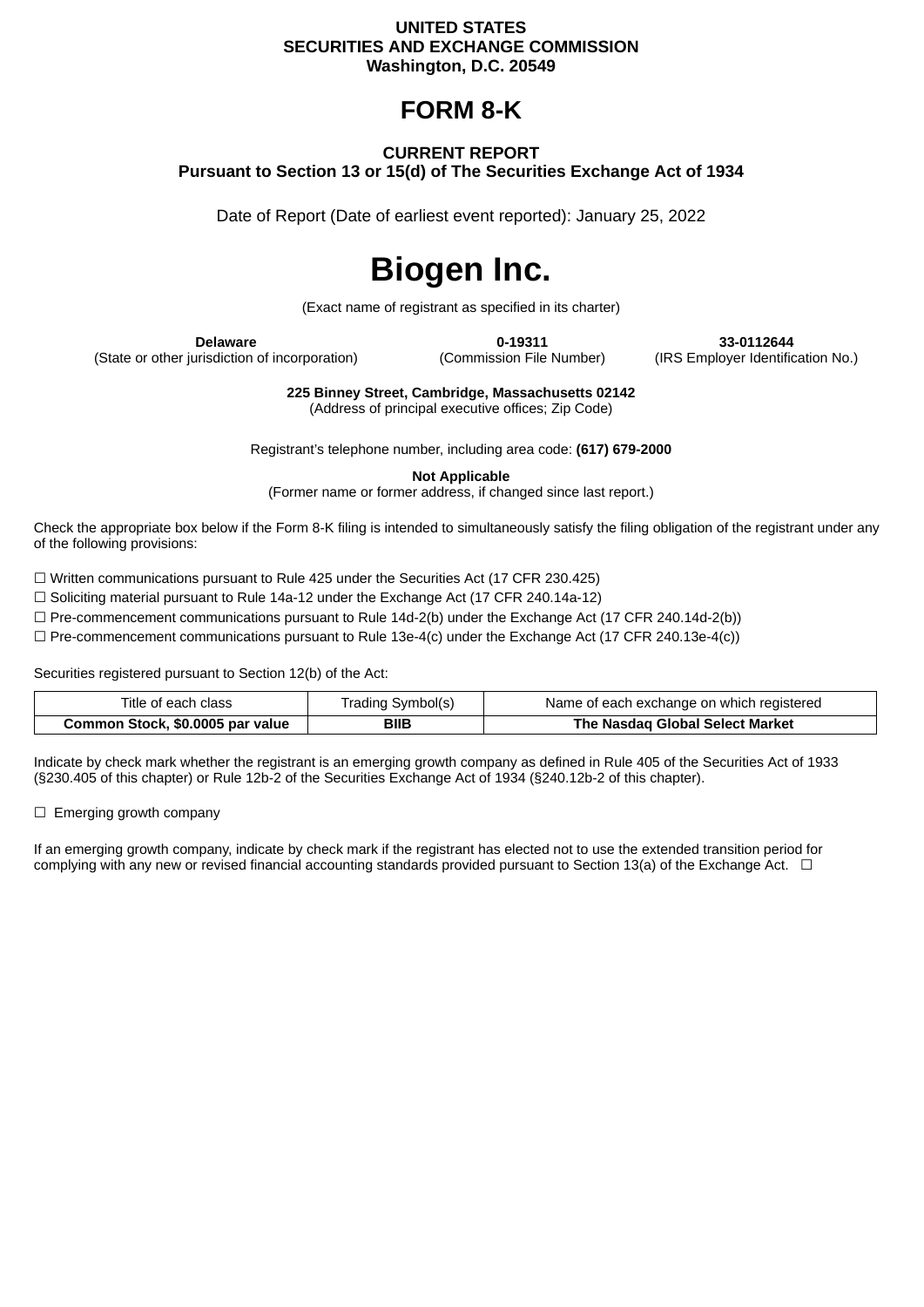**UNITED STATES**
**SECURITIES AND EXCHANGE COMMISSION**
**Washington, D.C. 20549**

# FORM 8-K

**CURRENT REPORT**
**Pursuant to Section 13 or 15(d) of The Securities Exchange Act of 1934**

Date of Report (Date of earliest event reported): January 25, 2022

# Biogen Inc.

(Exact name of registrant as specified in its charter)

| **Delaware** | **0-19311** | **33-0112644** |
|---|---|---|
| (State or other jurisdiction of incorporation) | (Commission File Number) | (IRS Employer Identification No.) |

**225 Binney Street, Cambridge, Massachusetts 02142**
(Address of principal executive offices; Zip Code)

Registrant's telephone number, including area code: **(617) 679-2000**

**Not Applicable**
(Former name or former address, if changed since last report.)

Check the appropriate box below if the Form 8-K filing is intended to simultaneously satisfy the filing obligation of the registrant under any of the following provisions:

☐ Written communications pursuant to Rule 425 under the Securities Act (17 CFR 230.425)

☐ Soliciting material pursuant to Rule 14a-12 under the Exchange Act (17 CFR 240.14a-12)

☐ Pre-commencement communications pursuant to Rule 14d-2(b) under the Exchange Act (17 CFR 240.14d-2(b))

☐ Pre-commencement communications pursuant to Rule 13e-4(c) under the Exchange Act (17 CFR 240.13e-4(c))

Securities registered pursuant to Section 12(b) of the Act:

| Title of each class | Trading Symbol(s) | Name of each exchange on which registered |
|---|---|---|
| **Common Stock, $0.0005 par value** | **BIIB** | **The Nasdaq Global Select Market** |

Indicate by check mark whether the registrant is an emerging growth company as defined in Rule 405 of the Securities Act of 1933 (§230.405 of this chapter) or Rule 12b-2 of the Securities Exchange Act of 1934 (§240.12b-2 of this chapter).

☐ Emerging growth company

If an emerging growth company, indicate by check mark if the registrant has elected not to use the extended transition period for complying with any new or revised financial accounting standards provided pursuant to Section 13(a) of the Exchange Act. ☐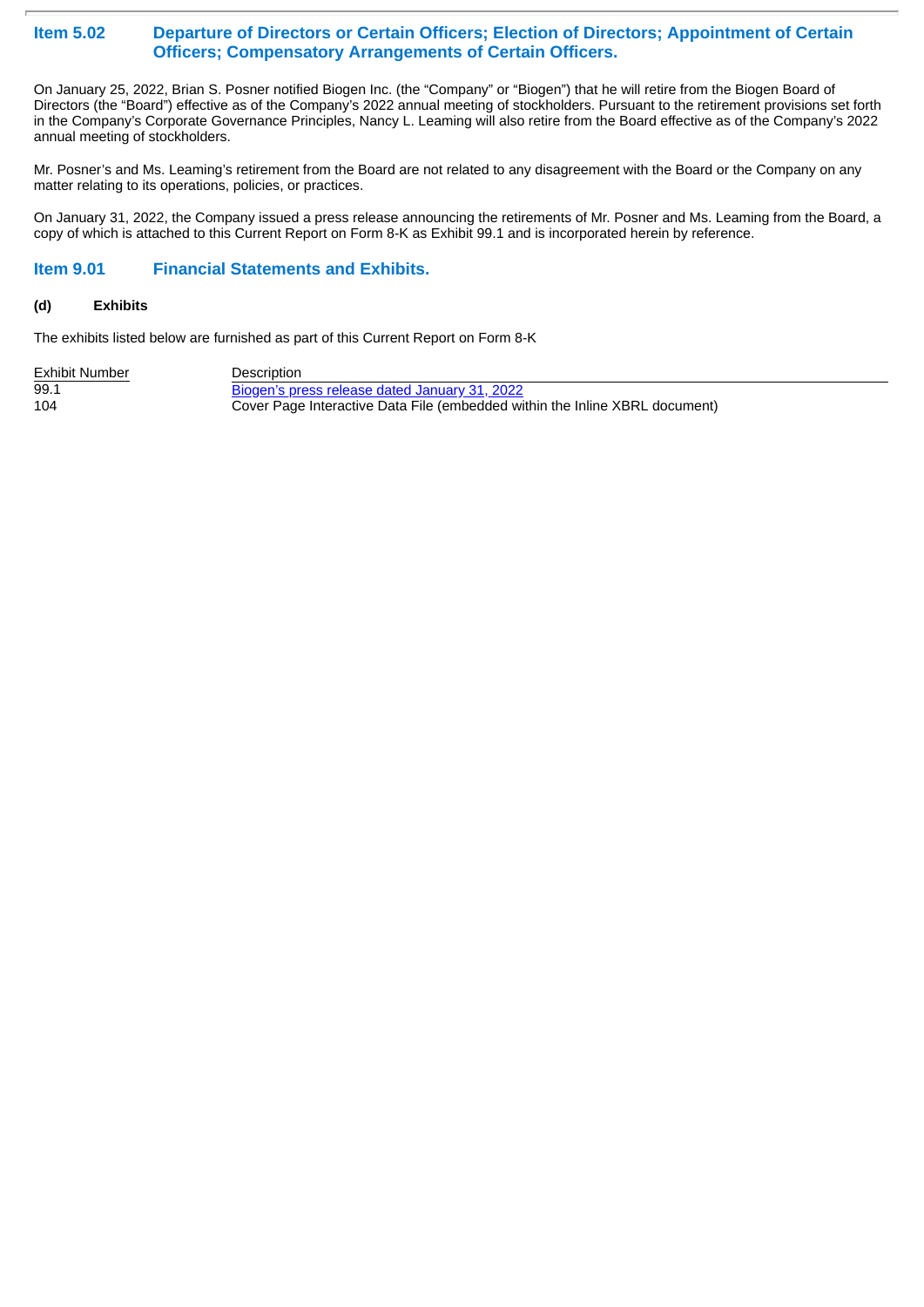## Item 5.02 Departure of Directors or Certain Officers; Election of Directors; Appointment of Certain Officers; Compensatory Arrangements of Certain Officers.

On January 25, 2022, Brian S. Posner notified Biogen Inc. (the "Company" or "Biogen") that he will retire from the Biogen Board of Directors (the "Board") effective as of the Company's 2022 annual meeting of stockholders. Pursuant to the retirement provisions set forth in the Company's Corporate Governance Principles, Nancy L. Leaming will also retire from the Board effective as of the Company's 2022 annual meeting of stockholders.

Mr. Posner's and Ms. Leaming's retirement from the Board are not related to any disagreement with the Board or the Company on any matter relating to its operations, policies, or practices.

On January 31, 2022, the Company issued a press release announcing the retirements of Mr. Posner and Ms. Leaming from the Board, a copy of which is attached to this Current Report on Form 8-K as Exhibit 99.1 and is incorporated herein by reference.

## Item 9.01 Financial Statements and Exhibits.

**(d) Exhibits**

The exhibits listed below are furnished as part of this Current Report on Form 8-K

| Exhibit Number | Description |
| --- | --- |
| 99.1 | Biogen's press release dated January 31, 2022 |
| 104 | Cover Page Interactive Data File (embedded within the Inline XBRL document) |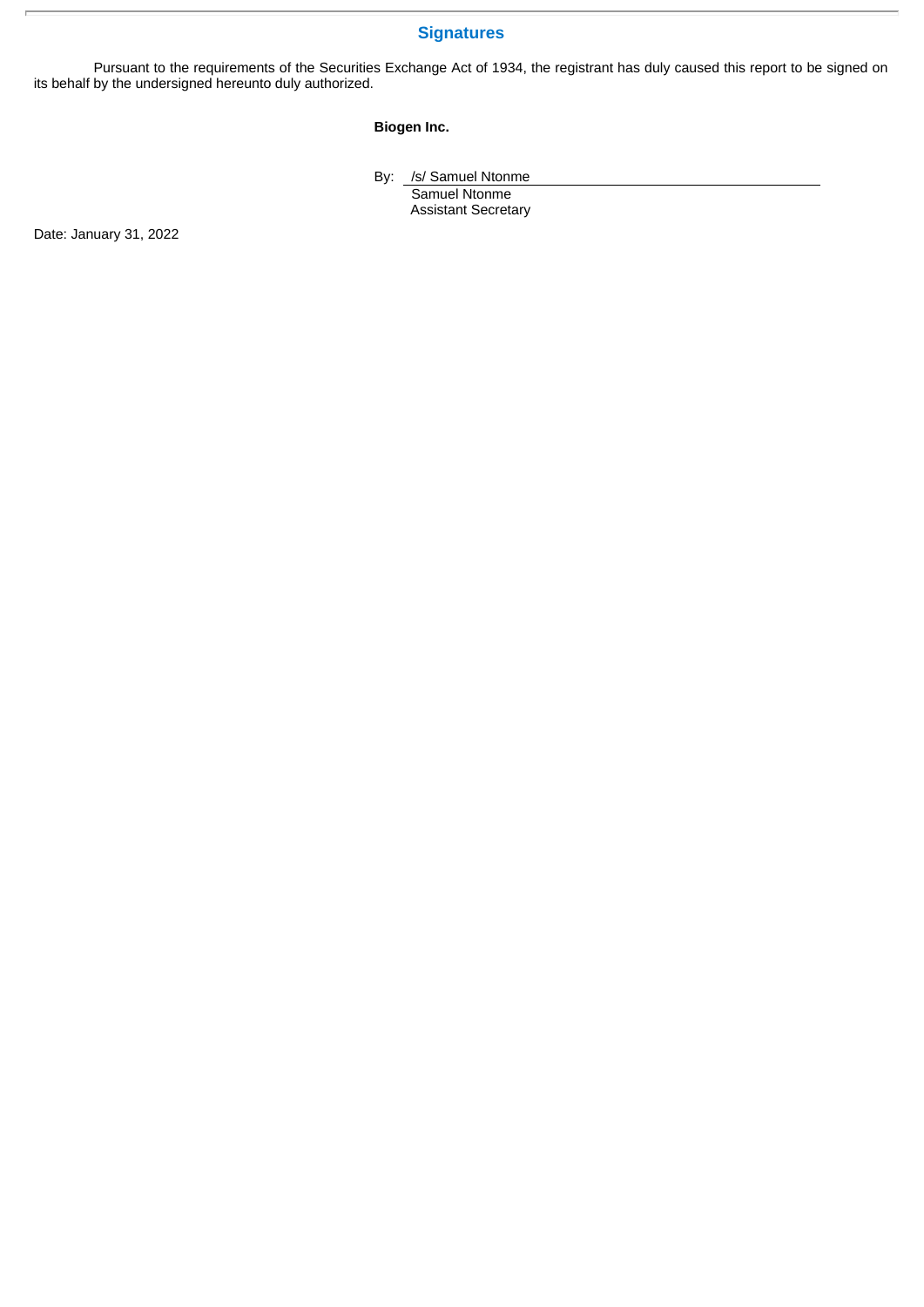## Signatures

Pursuant to the requirements of the Securities Exchange Act of 1934, the registrant has duly caused this report to be signed on its behalf by the undersigned hereunto duly authorized.

**Biogen Inc.**

By: /s/ Samuel Ntonme
Samuel Ntonme
Assistant Secretary

Date: January 31, 2022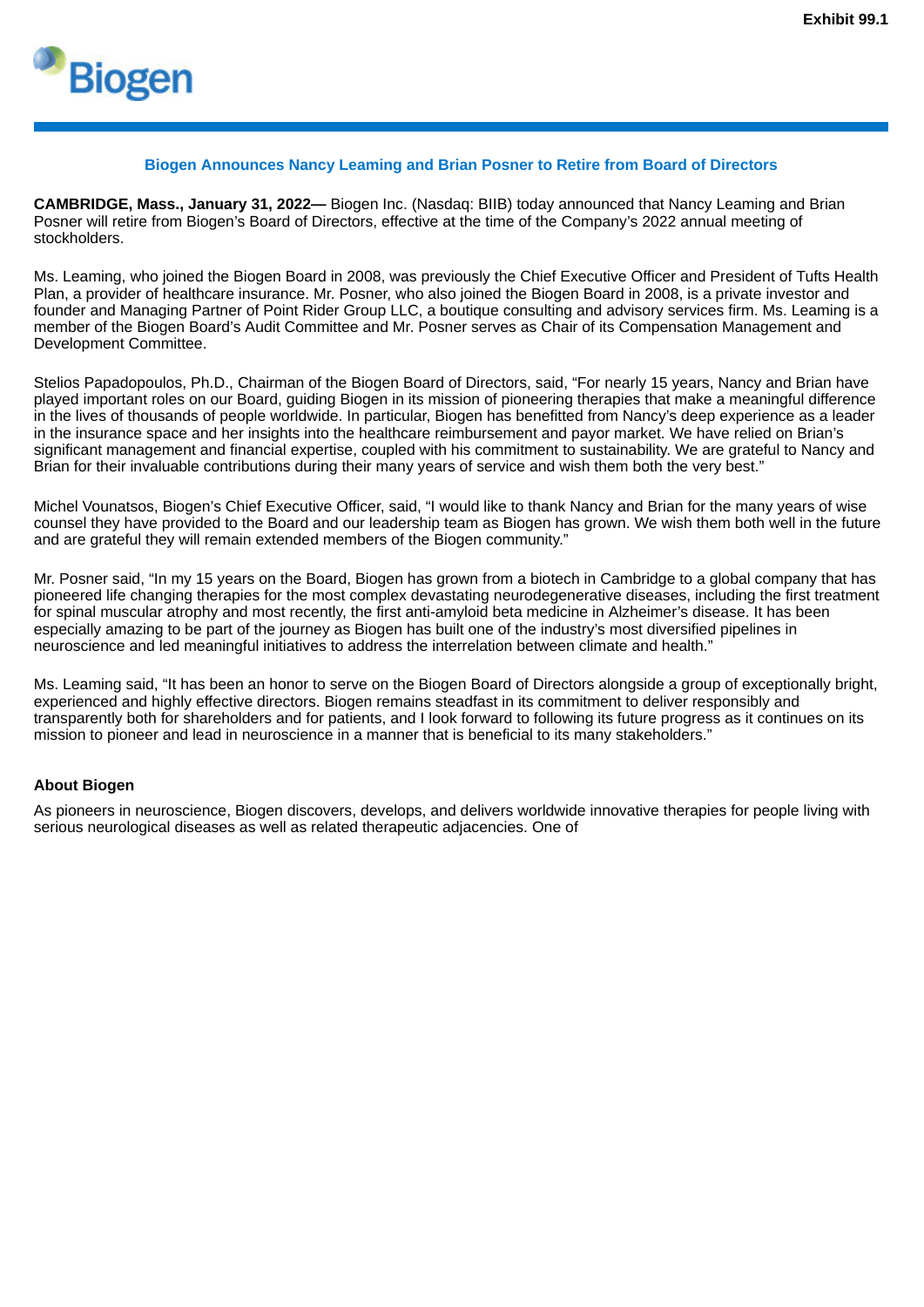Exhibit 99.1

# Biogen

## Biogen Announces Nancy Leaming and Brian Posner to Retire from Board of Directors

**CAMBRIDGE, Mass., January 31, 2022—** Biogen Inc. (Nasdaq: BIIB) today announced that Nancy Leaming and Brian Posner will retire from Biogen's Board of Directors, effective at the time of the Company's 2022 annual meeting of stockholders.

Ms. Leaming, who joined the Biogen Board in 2008, was previously the Chief Executive Officer and President of Tufts Health Plan, a provider of healthcare insurance. Mr. Posner, who also joined the Biogen Board in 2008, is a private investor and founder and Managing Partner of Point Rider Group LLC, a boutique consulting and advisory services firm. Ms. Leaming is a member of the Biogen Board's Audit Committee and Mr. Posner serves as Chair of its Compensation Management and Development Committee.

Stelios Papadopoulos, Ph.D., Chairman of the Biogen Board of Directors, said, "For nearly 15 years, Nancy and Brian have played important roles on our Board, guiding Biogen in its mission of pioneering therapies that make a meaningful difference in the lives of thousands of people worldwide. In particular, Biogen has benefitted from Nancy's deep experience as a leader in the insurance space and her insights into the healthcare reimbursement and payor market. We have relied on Brian's significant management and financial expertise, coupled with his commitment to sustainability. We are grateful to Nancy and Brian for their invaluable contributions during their many years of service and wish them both the very best."

Michel Vounatsos, Biogen's Chief Executive Officer, said, "I would like to thank Nancy and Brian for the many years of wise counsel they have provided to the Board and our leadership team as Biogen has grown. We wish them both well in the future and are grateful they will remain extended members of the Biogen community."

Mr. Posner said, "In my 15 years on the Board, Biogen has grown from a biotech in Cambridge to a global company that has pioneered life changing therapies for the most complex devastating neurodegenerative diseases, including the first treatment for spinal muscular atrophy and most recently, the first anti-amyloid beta medicine in Alzheimer's disease. It has been especially amazing to be part of the journey as Biogen has built one of the industry's most diversified pipelines in neuroscience and led meaningful initiatives to address the interrelation between climate and health."

Ms. Leaming said, "It has been an honor to serve on the Biogen Board of Directors alongside a group of exceptionally bright, experienced and highly effective directors. Biogen remains steadfast in its commitment to deliver responsibly and transparently both for shareholders and for patients, and I look forward to following its future progress as it continues on its mission to pioneer and lead in neuroscience in a manner that is beneficial to its many stakeholders."

**About Biogen**

As pioneers in neuroscience, Biogen discovers, develops, and delivers worldwide innovative therapies for people living with serious neurological diseases as well as related therapeutic adjacencies. One of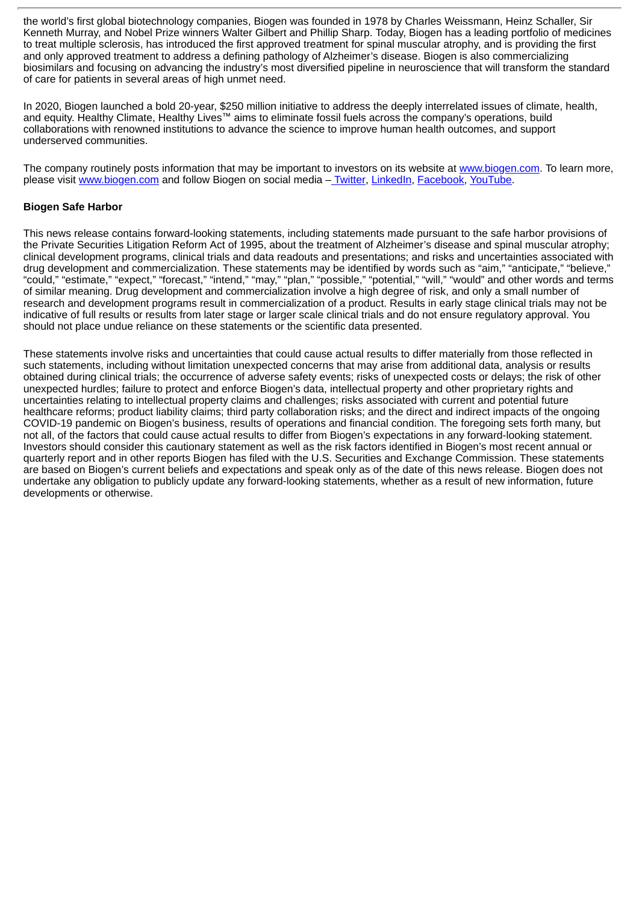the world's first global biotechnology companies, Biogen was founded in 1978 by Charles Weissmann, Heinz Schaller, Sir Kenneth Murray, and Nobel Prize winners Walter Gilbert and Phillip Sharp. Today, Biogen has a leading portfolio of medicines to treat multiple sclerosis, has introduced the first approved treatment for spinal muscular atrophy, and is providing the first and only approved treatment to address a defining pathology of Alzheimer's disease. Biogen is also commercializing biosimilars and focusing on advancing the industry's most diversified pipeline in neuroscience that will transform the standard of care for patients in several areas of high unmet need.

In 2020, Biogen launched a bold 20-year, $250 million initiative to address the deeply interrelated issues of climate, health, and equity. Healthy Climate, Healthy Lives™ aims to eliminate fossil fuels across the company's operations, build collaborations with renowned institutions to advance the science to improve human health outcomes, and support underserved communities.

The company routinely posts information that may be important to investors on its website at [www.biogen.com](http://www.biogen.com). To learn more, please visit [www.biogen.com](http://www.biogen.com) and follow Biogen on social media – Twitter, LinkedIn, Facebook, YouTube.

**Biogen Safe Harbor**

This news release contains forward-looking statements, including statements made pursuant to the safe harbor provisions of the Private Securities Litigation Reform Act of 1995, about the treatment of Alzheimer's disease and spinal muscular atrophy; clinical development programs, clinical trials and data readouts and presentations; and risks and uncertainties associated with drug development and commercialization. These statements may be identified by words such as "aim," "anticipate," "believe," "could," "estimate," "expect," "forecast," "intend," "may," "plan," "possible," "potential," "will," "would" and other words and terms of similar meaning. Drug development and commercialization involve a high degree of risk, and only a small number of research and development programs result in commercialization of a product. Results in early stage clinical trials may not be indicative of full results or results from later stage or larger scale clinical trials and do not ensure regulatory approval. You should not place undue reliance on these statements or the scientific data presented.

These statements involve risks and uncertainties that could cause actual results to differ materially from those reflected in such statements, including without limitation unexpected concerns that may arise from additional data, analysis or results obtained during clinical trials; the occurrence of adverse safety events; risks of unexpected costs or delays; the risk of other unexpected hurdles; failure to protect and enforce Biogen's data, intellectual property and other proprietary rights and uncertainties relating to intellectual property claims and challenges; risks associated with current and potential future healthcare reforms; product liability claims; third party collaboration risks; and the direct and indirect impacts of the ongoing COVID-19 pandemic on Biogen's business, results of operations and financial condition. The foregoing sets forth many, but not all, of the factors that could cause actual results to differ from Biogen's expectations in any forward-looking statement. Investors should consider this cautionary statement as well as the risk factors identified in Biogen's most recent annual or quarterly report and in other reports Biogen has filed with the U.S. Securities and Exchange Commission. These statements are based on Biogen's current beliefs and expectations and speak only as of the date of this news release. Biogen does not undertake any obligation to publicly update any forward-looking statements, whether as a result of new information, future developments or otherwise.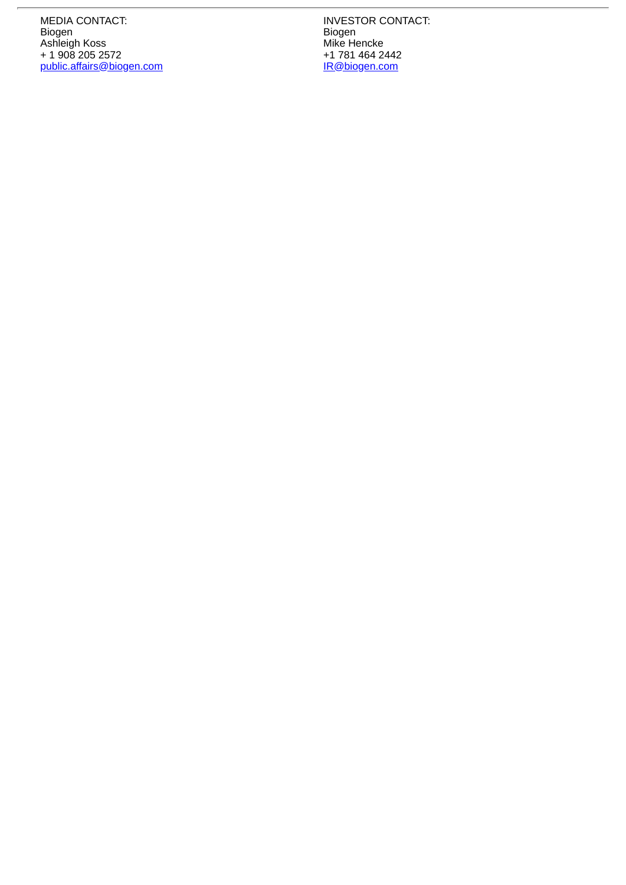MEDIA CONTACT:
Biogen
Ashleigh Koss
+ 1 908 205 2572
public.affairs@biogen.com

INVESTOR CONTACT:
Biogen
Mike Hencke
+1 781 464 2442
IR@biogen.com